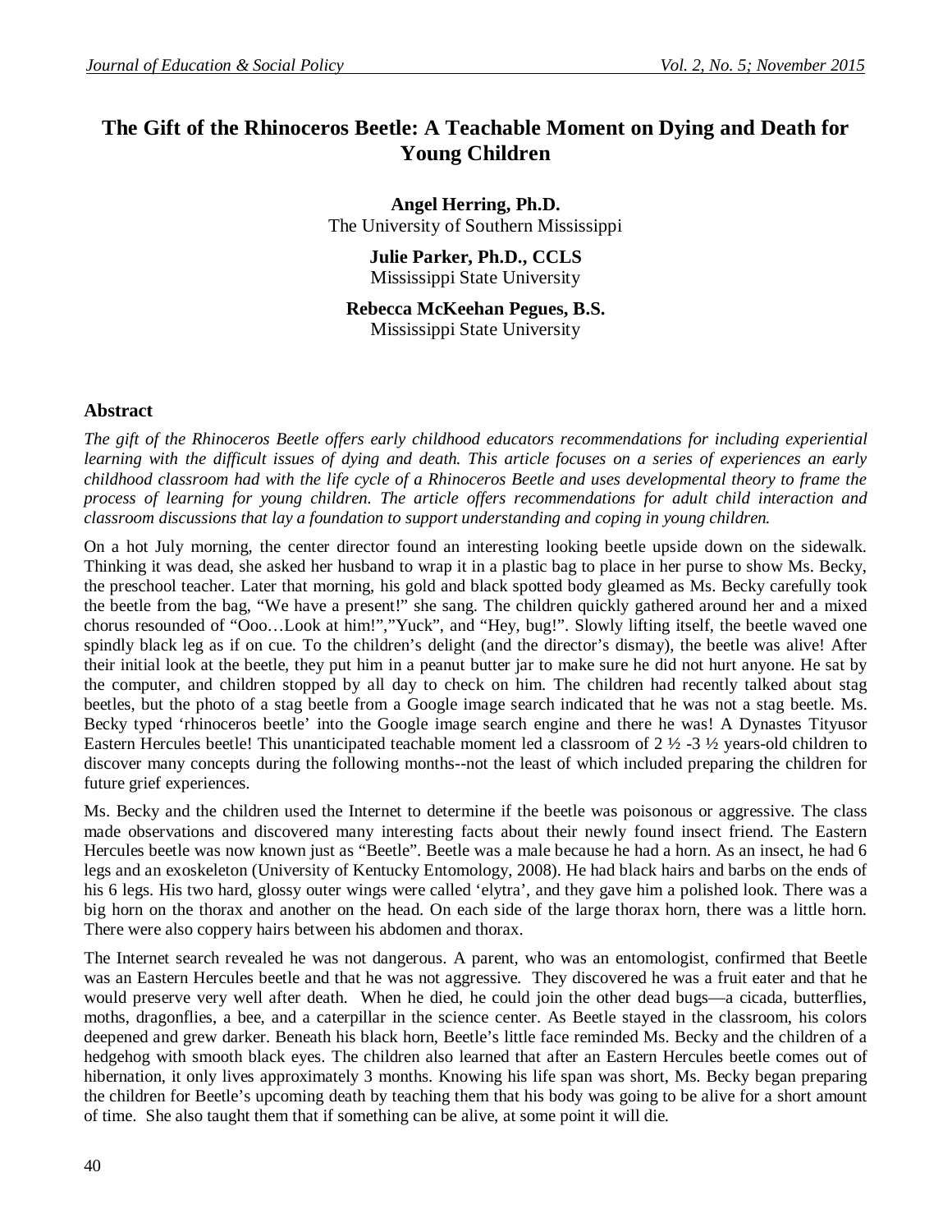# The Gift of the Rhinoceros Beetle: A Teachable Moment on Dying and Death for Young Children

**Angel Herring, Ph.D.**
The University of Southern Mississippi

**Julie Parker, Ph.D., CCLS**
Mississippi State University

**Rebecca McKeehan Pegues, B.S.**
Mississippi State University

## Abstract

*The gift of the Rhinoceros Beetle offers early childhood educators recommendations for including experiential learning with the difficult issues of dying and death. This article focuses on a series of experiences an early childhood classroom had with the life cycle of a Rhinoceros Beetle and uses developmental theory to frame the process of learning for young children. The article offers recommendations for adult child interaction and classroom discussions that lay a foundation to support understanding and coping in young children.*

On a hot July morning, the center director found an interesting looking beetle upside down on the sidewalk. Thinking it was dead, she asked her husband to wrap it in a plastic bag to place in her purse to show Ms. Becky, the preschool teacher. Later that morning, his gold and black spotted body gleamed as Ms. Becky carefully took the beetle from the bag, "We have a present!" she sang. The children quickly gathered around her and a mixed chorus resounded of "Ooo…Look at him!","Yuck", and "Hey, bug!". Slowly lifting itself, the beetle waved one spindly black leg as if on cue. To the children's delight (and the director's dismay), the beetle was alive! After their initial look at the beetle, they put him in a peanut butter jar to make sure he did not hurt anyone. He sat by the computer, and children stopped by all day to check on him. The children had recently talked about stag beetles, but the photo of a stag beetle from a Google image search indicated that he was not a stag beetle. Ms. Becky typed 'rhinoceros beetle' into the Google image search engine and there he was! A Dynastes Tityusor Eastern Hercules beetle! This unanticipated teachable moment led a classroom of 2 ½ -3 ½ years-old children to discover many concepts during the following months--not the least of which included preparing the children for future grief experiences.

Ms. Becky and the children used the Internet to determine if the beetle was poisonous or aggressive. The class made observations and discovered many interesting facts about their newly found insect friend. The Eastern Hercules beetle was now known just as "Beetle". Beetle was a male because he had a horn. As an insect, he had 6 legs and an exoskeleton (University of Kentucky Entomology, 2008). He had black hairs and barbs on the ends of his 6 legs. His two hard, glossy outer wings were called 'elytra', and they gave him a polished look. There was a big horn on the thorax and another on the head. On each side of the large thorax horn, there was a little horn. There were also coppery hairs between his abdomen and thorax.

The Internet search revealed he was not dangerous. A parent, who was an entomologist, confirmed that Beetle was an Eastern Hercules beetle and that he was not aggressive. They discovered he was a fruit eater and that he would preserve very well after death. When he died, he could join the other dead bugs—a cicada, butterflies, moths, dragonflies, a bee, and a caterpillar in the science center. As Beetle stayed in the classroom, his colors deepened and grew darker. Beneath his black horn, Beetle's little face reminded Ms. Becky and the children of a hedgehog with smooth black eyes. The children also learned that after an Eastern Hercules beetle comes out of hibernation, it only lives approximately 3 months. Knowing his life span was short, Ms. Becky began preparing the children for Beetle's upcoming death by teaching them that his body was going to be alive for a short amount of time. She also taught them that if something can be alive, at some point it will die.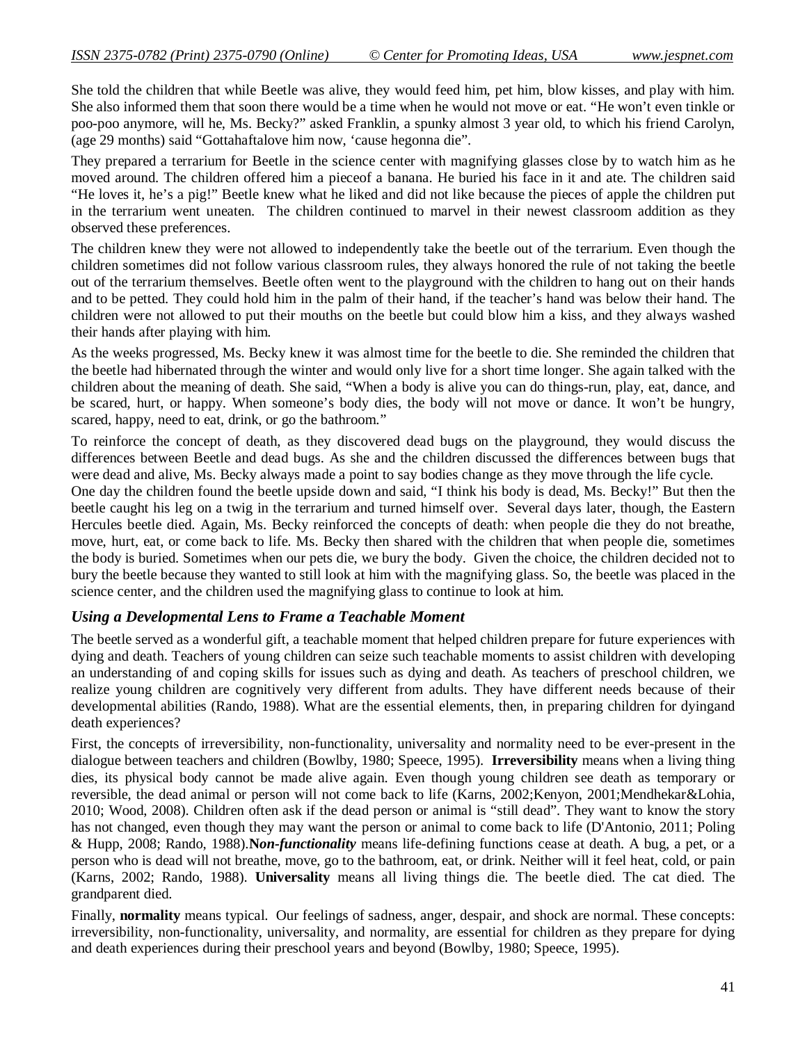She told the children that while Beetle was alive, they would feed him, pet him, blow kisses, and play with him. She also informed them that soon there would be a time when he would not move or eat. "He won't even tinkle or poo-poo anymore, will he, Ms. Becky?" asked Franklin, a spunky almost 3 year old, to which his friend Carolyn, (age 29 months) said "Gottahaftalove him now, 'cause hegonna die".

They prepared a terrarium for Beetle in the science center with magnifying glasses close by to watch him as he moved around. The children offered him a pieceof a banana. He buried his face in it and ate. The children said "He loves it, he's a pig!" Beetle knew what he liked and did not like because the pieces of apple the children put in the terrarium went uneaten. The children continued to marvel in their newest classroom addition as they observed these preferences.

The children knew they were not allowed to independently take the beetle out of the terrarium. Even though the children sometimes did not follow various classroom rules, they always honored the rule of not taking the beetle out of the terrarium themselves. Beetle often went to the playground with the children to hang out on their hands and to be petted. They could hold him in the palm of their hand, if the teacher's hand was below their hand. The children were not allowed to put their mouths on the beetle but could blow him a kiss, and they always washed their hands after playing with him.

As the weeks progressed, Ms. Becky knew it was almost time for the beetle to die. She reminded the children that the beetle had hibernated through the winter and would only live for a short time longer. She again talked with the children about the meaning of death. She said, "When a body is alive you can do things-run, play, eat, dance, and be scared, hurt, or happy. When someone's body dies, the body will not move or dance. It won't be hungry, scared, happy, need to eat, drink, or go the bathroom."

To reinforce the concept of death, as they discovered dead bugs on the playground, they would discuss the differences between Beetle and dead bugs. As she and the children discussed the differences between bugs that were dead and alive, Ms. Becky always made a point to say bodies change as they move through the life cycle.

One day the children found the beetle upside down and said, "I think his body is dead, Ms. Becky!" But then the beetle caught his leg on a twig in the terrarium and turned himself over. Several days later, though, the Eastern Hercules beetle died. Again, Ms. Becky reinforced the concepts of death: when people die they do not breathe, move, hurt, eat, or come back to life. Ms. Becky then shared with the children that when people die, sometimes the body is buried. Sometimes when our pets die, we bury the body. Given the choice, the children decided not to bury the beetle because they wanted to still look at him with the magnifying glass. So, the beetle was placed in the science center, and the children used the magnifying glass to continue to look at him.

### *Using a Developmental Lens to Frame a Teachable Moment*

The beetle served as a wonderful gift, a teachable moment that helped children prepare for future experiences with dying and death. Teachers of young children can seize such teachable moments to assist children with developing an understanding of and coping skills for issues such as dying and death. As teachers of preschool children, we realize young children are cognitively very different from adults. They have different needs because of their developmental abilities (Rando, 1988). What are the essential elements, then, in preparing children for dyingand death experiences?

First, the concepts of irreversibility, non-functionality, universality and normality need to be ever-present in the dialogue between teachers and children (Bowlby, 1980; Speece, 1995). **Irreversibility** means when a living thing dies, its physical body cannot be made alive again. Even though young children see death as temporary or reversible, the dead animal or person will not come back to life (Karns, 2002;Kenyon, 2001;Mendhekar&Lohia, 2010; Wood, 2008). Children often ask if the dead person or animal is "still dead". They want to know the story has not changed, even though they may want the person or animal to come back to life (D'Antonio, 2011; Poling & Hupp, 2008; Rando, 1988).***Non-functionality*** means life-defining functions cease at death. A bug, a pet, or a person who is dead will not breathe, move, go to the bathroom, eat, or drink. Neither will it feel heat, cold, or pain (Karns, 2002; Rando, 1988). **Universality** means all living things die. The beetle died. The cat died. The grandparent died.

Finally, **normality** means typical. Our feelings of sadness, anger, despair, and shock are normal. These concepts: irreversibility, non-functionality, universality, and normality, are essential for children as they prepare for dying and death experiences during their preschool years and beyond (Bowlby, 1980; Speece, 1995).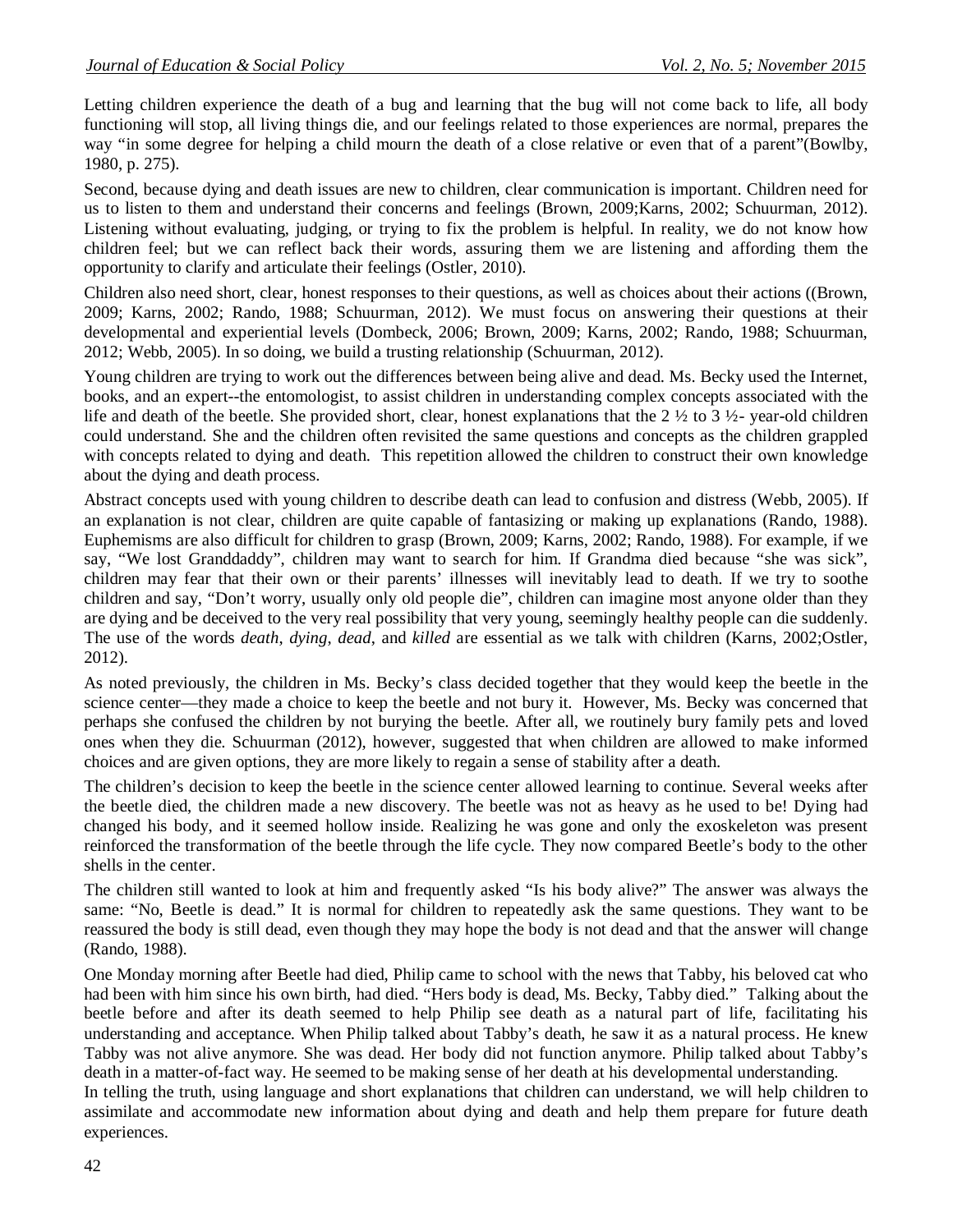Letting children experience the death of a bug and learning that the bug will not come back to life, all body functioning will stop, all living things die, and our feelings related to those experiences are normal, prepares the way "in some degree for helping a child mourn the death of a close relative or even that of a parent"(Bowlby, 1980, p. 275).

Second, because dying and death issues are new to children, clear communication is important. Children need for us to listen to them and understand their concerns and feelings (Brown, 2009;Karns, 2002; Schuurman, 2012). Listening without evaluating, judging, or trying to fix the problem is helpful. In reality, we do not know how children feel; but we can reflect back their words, assuring them we are listening and affording them the opportunity to clarify and articulate their feelings (Ostler, 2010).

Children also need short, clear, honest responses to their questions, as well as choices about their actions ((Brown, 2009; Karns, 2002; Rando, 1988; Schuurman, 2012). We must focus on answering their questions at their developmental and experiential levels (Dombeck, 2006; Brown, 2009; Karns, 2002; Rando, 1988; Schuurman, 2012; Webb, 2005). In so doing, we build a trusting relationship (Schuurman, 2012).

Young children are trying to work out the differences between being alive and dead. Ms. Becky used the Internet, books, and an expert--the entomologist, to assist children in understanding complex concepts associated with the life and death of the beetle. She provided short, clear, honest explanations that the 2 ½ to 3 ½- year-old children could understand. She and the children often revisited the same questions and concepts as the children grappled with concepts related to dying and death. This repetition allowed the children to construct their own knowledge about the dying and death process.

Abstract concepts used with young children to describe death can lead to confusion and distress (Webb, 2005). If an explanation is not clear, children are quite capable of fantasizing or making up explanations (Rando, 1988). Euphemisms are also difficult for children to grasp (Brown, 2009; Karns, 2002; Rando, 1988). For example, if we say, "We lost Granddaddy", children may want to search for him. If Grandma died because "she was sick", children may fear that their own or their parents' illnesses will inevitably lead to death. If we try to soothe children and say, "Don't worry, usually only old people die", children can imagine most anyone older than they are dying and be deceived to the very real possibility that very young, seemingly healthy people can die suddenly. The use of the words *death*, *dying*, *dead*, and *killed* are essential as we talk with children (Karns, 2002;Ostler, 2012).

As noted previously, the children in Ms. Becky's class decided together that they would keep the beetle in the science center—they made a choice to keep the beetle and not bury it. However, Ms. Becky was concerned that perhaps she confused the children by not burying the beetle. After all, we routinely bury family pets and loved ones when they die. Schuurman (2012), however, suggested that when children are allowed to make informed choices and are given options, they are more likely to regain a sense of stability after a death.

The children's decision to keep the beetle in the science center allowed learning to continue. Several weeks after the beetle died, the children made a new discovery. The beetle was not as heavy as he used to be! Dying had changed his body, and it seemed hollow inside. Realizing he was gone and only the exoskeleton was present reinforced the transformation of the beetle through the life cycle. They now compared Beetle's body to the other shells in the center.

The children still wanted to look at him and frequently asked "Is his body alive?" The answer was always the same: "No, Beetle is dead." It is normal for children to repeatedly ask the same questions. They want to be reassured the body is still dead, even though they may hope the body is not dead and that the answer will change (Rando, 1988).

One Monday morning after Beetle had died, Philip came to school with the news that Tabby, his beloved cat who had been with him since his own birth, had died. "Hers body is dead, Ms. Becky, Tabby died." Talking about the beetle before and after its death seemed to help Philip see death as a natural part of life, facilitating his understanding and acceptance. When Philip talked about Tabby's death, he saw it as a natural process. He knew Tabby was not alive anymore. She was dead. Her body did not function anymore. Philip talked about Tabby's death in a matter-of-fact way. He seemed to be making sense of her death at his developmental understanding.

In telling the truth, using language and short explanations that children can understand, we will help children to assimilate and accommodate new information about dying and death and help them prepare for future death experiences.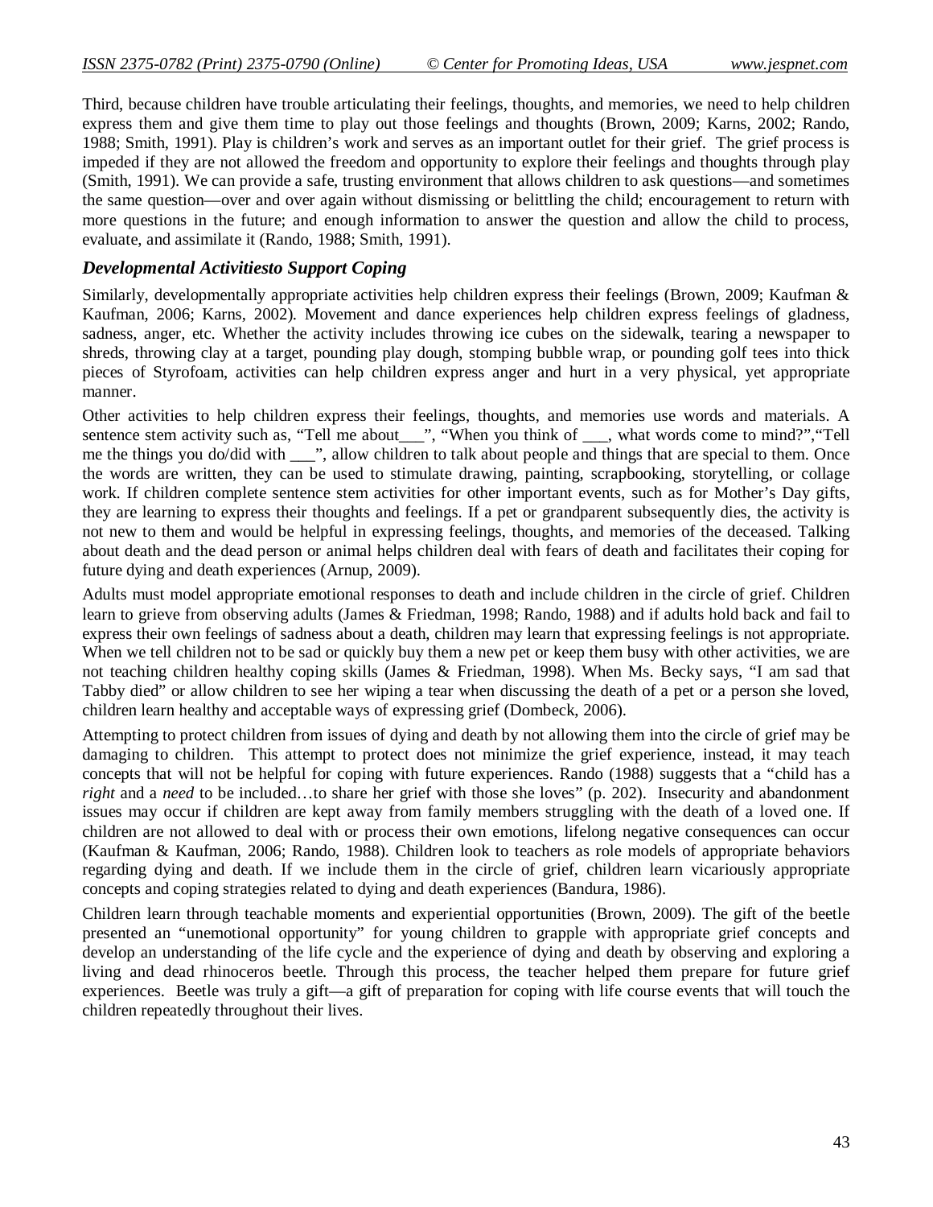Third, because children have trouble articulating their feelings, thoughts, and memories, we need to help children express them and give them time to play out those feelings and thoughts (Brown, 2009; Karns, 2002; Rando, 1988; Smith, 1991). Play is children's work and serves as an important outlet for their grief. The grief process is impeded if they are not allowed the freedom and opportunity to explore their feelings and thoughts through play (Smith, 1991). We can provide a safe, trusting environment that allows children to ask questions—and sometimes the same question—over and over again without dismissing or belittling the child; encouragement to return with more questions in the future; and enough information to answer the question and allow the child to process, evaluate, and assimilate it (Rando, 1988; Smith, 1991).

### *Developmental Activitiesto Support Coping*

Similarly, developmentally appropriate activities help children express their feelings (Brown, 2009; Kaufman & Kaufman, 2006; Karns, 2002). Movement and dance experiences help children express feelings of gladness, sadness, anger, etc. Whether the activity includes throwing ice cubes on the sidewalk, tearing a newspaper to shreds, throwing clay at a target, pounding play dough, stomping bubble wrap, or pounding golf tees into thick pieces of Styrofoam, activities can help children express anger and hurt in a very physical, yet appropriate manner.

Other activities to help children express their feelings, thoughts, and memories use words and materials. A sentence stem activity such as, "Tell me about___", "When you think of ___, what words come to mind?","Tell me the things you do/did with ___", allow children to talk about people and things that are special to them. Once the words are written, they can be used to stimulate drawing, painting, scrapbooking, storytelling, or collage work. If children complete sentence stem activities for other important events, such as for Mother's Day gifts, they are learning to express their thoughts and feelings. If a pet or grandparent subsequently dies, the activity is not new to them and would be helpful in expressing feelings, thoughts, and memories of the deceased. Talking about death and the dead person or animal helps children deal with fears of death and facilitates their coping for future dying and death experiences (Arnup, 2009).

Adults must model appropriate emotional responses to death and include children in the circle of grief. Children learn to grieve from observing adults (James & Friedman, 1998; Rando, 1988) and if adults hold back and fail to express their own feelings of sadness about a death, children may learn that expressing feelings is not appropriate. When we tell children not to be sad or quickly buy them a new pet or keep them busy with other activities, we are not teaching children healthy coping skills (James & Friedman, 1998). When Ms. Becky says, "I am sad that Tabby died" or allow children to see her wiping a tear when discussing the death of a pet or a person she loved, children learn healthy and acceptable ways of expressing grief (Dombeck, 2006).

Attempting to protect children from issues of dying and death by not allowing them into the circle of grief may be damaging to children. This attempt to protect does not minimize the grief experience, instead, it may teach concepts that will not be helpful for coping with future experiences. Rando (1988) suggests that a "child has a *right* and a *need* to be included…to share her grief with those she loves" (p. 202). Insecurity and abandonment issues may occur if children are kept away from family members struggling with the death of a loved one. If children are not allowed to deal with or process their own emotions, lifelong negative consequences can occur (Kaufman & Kaufman, 2006; Rando, 1988). Children look to teachers as role models of appropriate behaviors regarding dying and death. If we include them in the circle of grief, children learn vicariously appropriate concepts and coping strategies related to dying and death experiences (Bandura, 1986).

Children learn through teachable moments and experiential opportunities (Brown, 2009). The gift of the beetle presented an "unemotional opportunity" for young children to grapple with appropriate grief concepts and develop an understanding of the life cycle and the experience of dying and death by observing and exploring a living and dead rhinoceros beetle. Through this process, the teacher helped them prepare for future grief experiences. Beetle was truly a gift—a gift of preparation for coping with life course events that will touch the children repeatedly throughout their lives.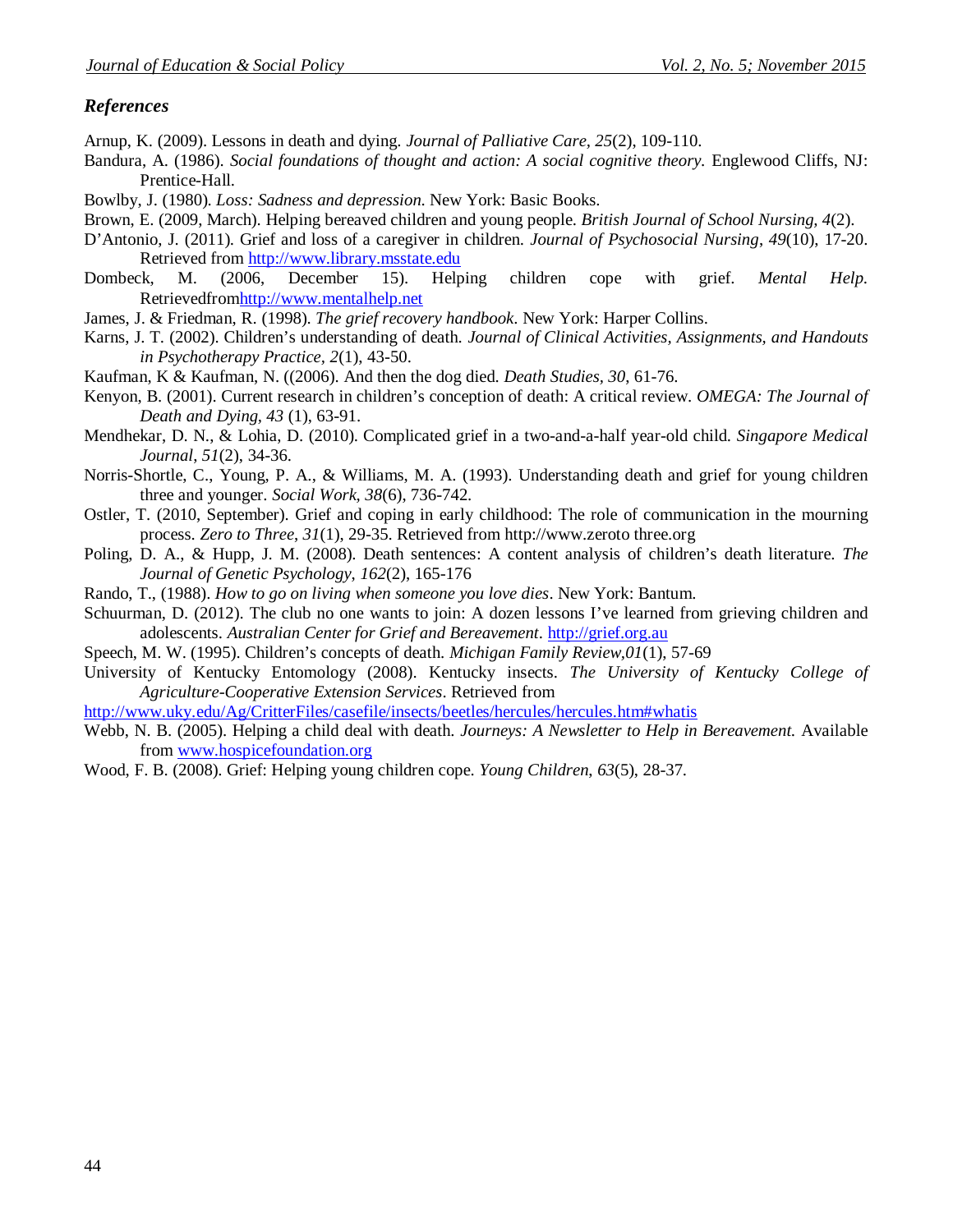### *References*

Arnup, K. (2009). Lessons in death and dying. *Journal of Palliative Care*, *25*(2), 109-110.

Bandura, A. (1986). *Social foundations of thought and action: A social cognitive theory*. Englewood Cliffs, NJ: Prentice-Hall.

Bowlby, J. (1980). *Loss: Sadness and depression*. New York: Basic Books.

Brown, E. (2009, March). Helping bereaved children and young people. *British Journal of School Nursing, 4*(2).

D'Antonio, J. (2011). Grief and loss of a caregiver in children. *Journal of Psychosocial Nursing*, *49*(10), 17-20. Retrieved from http://www.library.msstate.edu

Dombeck, M. (2006, December 15). Helping children cope with grief. *Mental Help*. Retrievedfromhttp://www.mentalhelp.net

James, J. & Friedman, R. (1998). *The grief recovery handbook*. New York: Harper Collins.

Karns, J. T. (2002). Children's understanding of death. *Journal of Clinical Activities, Assignments, and Handouts in Psychotherapy Practice*, *2*(1), 43-50.

Kaufman, K & Kaufman, N. ((2006). And then the dog died. *Death Studies*, *30*, 61-76.

Kenyon, B. (2001). Current research in children's conception of death: A critical review. *OMEGA: The Journal of Death and Dying, 43* (1), 63-91.

Mendhekar, D. N., & Lohia, D. (2010). Complicated grief in a two-and-a-half year-old child. *Singapore Medical Journal*, *51*(2), 34-36.

Norris-Shortle, C., Young, P. A., & Williams, M. A. (1993). Understanding death and grief for young children three and younger. *Social Work, 38*(6), 736-742.

Ostler, T. (2010, September). Grief and coping in early childhood: The role of communication in the mourning process. *Zero to Three*, *31*(1), 29-35. Retrieved from http://www.zeroto three.org

Poling, D. A., & Hupp, J. M. (2008). Death sentences: A content analysis of children's death literature. *The Journal of Genetic Psychology*, *162*(2), 165-176

Rando, T., (1988). *How to go on living when someone you love dies*. New York: Bantum.

Schuurman, D. (2012). The club no one wants to join: A dozen lessons I've learned from grieving children and adolescents. *Australian Center for Grief and Bereavement*. http://grief.org.au

Speech, M. W. (1995). Children's concepts of death. *Michigan Family Review,01*(1), 57-69

University of Kentucky Entomology (2008). Kentucky insects. *The University of Kentucky College of Agriculture-Cooperative Extension Services*. Retrieved from http://www.uky.edu/Ag/CritterFiles/casefile/insects/beetles/hercules/hercules.htm#whatis

Webb, N. B. (2005). Helping a child deal with death. *Journeys: A Newsletter to Help in Bereavement.* Available from www.hospicefoundation.org

Wood, F. B. (2008). Grief: Helping young children cope. *Young Children*, *63*(5), 28-37.